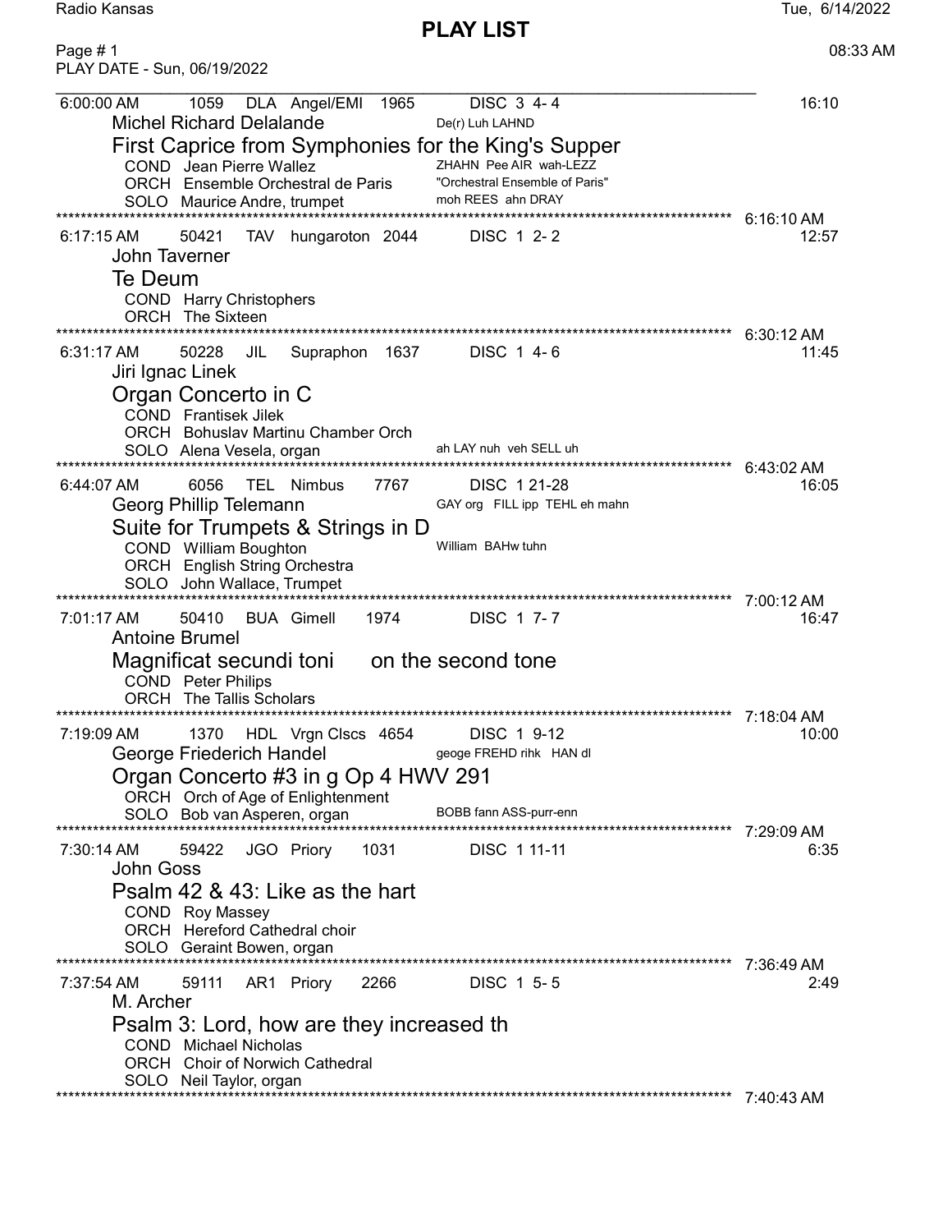# PLAY LIST

Radio Kansas — Tue, 6/14/2022 — 08:33 AM

PLAY DATE - Sun, 06/19/2022

---

6:00:00 AM  1059  DLA  Angel/EMI  1965  DISC 3 4- 4  16:10

**Michel Richard Delalande** — De(r) Luh LAHND

## First Caprice from Symphonies for the King's Supper

- COND Jean Pierre Wallez — ZHAHN Pee AIR wah-LEZZ
- ORCH Ensemble Orchestral de Paris — "Orchestral Ensemble of Paris"
- SOLO Maurice Andre, trumpet — moh REES ahn DRAY

6:16:10 AM

---

6:17:15 AM  50421  TAV  hungaroton  2044  DISC 1 2- 2  12:57

**John Taverner**

## Te Deum

- COND Harry Christophers
- ORCH The Sixteen

6:30:12 AM

---

6:31:17 AM  50228  JIL  Supraphon  1637  DISC 1 4- 6  11:45

**Jiri Ignac Linek**

## Organ Concerto in C

- COND Frantisek Jilek
- ORCH Bohuslav Martinu Chamber Orch
- SOLO Alena Vesela, organ — ah LAY nuh veh SELL uh

6:43:02 AM

---

6:44:07 AM  6056  TEL  Nimbus  7767  DISC 1 21-28  16:05

**Georg Phillip Telemann** — GAY org FILL ipp TEHL eh mahn

## Suite for Trumpets & Strings in D

- COND William Boughton — William BAHw tuhn
- ORCH English String Orchestra
- SOLO John Wallace, Trumpet

7:00:12 AM

---

7:01:17 AM  50410  BUA  Gimell  1974  DISC 1 7- 7  16:47

**Antoine Brumel**

## Magnificat secundi toni    on the second tone

- COND Peter Philips
- ORCH The Tallis Scholars

7:18:04 AM

---

7:19:09 AM  1370  HDL  Vrgn Clscs  4654  DISC 1 9-12  10:00

**George Friederich Handel** — geoge FREHD rihk HAN dl

## Organ Concerto #3 in g Op 4 HWV 291

- ORCH Orch of Age of Enlightenment
- SOLO Bob van Asperen, organ — BOBB fann ASS-purr-enn

7:29:09 AM

---

7:30:14 AM  59422  JGO  Priory  1031  DISC 1 11-11  6:35

**John Goss**

## Psalm 42 & 43: Like as the hart

- COND Roy Massey
- ORCH Hereford Cathedral choir
- SOLO Geraint Bowen, organ

7:36:49 AM

---

7:37:54 AM  59111  AR1  Priory  2266  DISC 1 5- 5  2:49

**M. Archer**

## Psalm 3: Lord, how are they increased th

- COND Michael Nicholas
- ORCH Choir of Norwich Cathedral
- SOLO Neil Taylor, organ

7:40:43 AM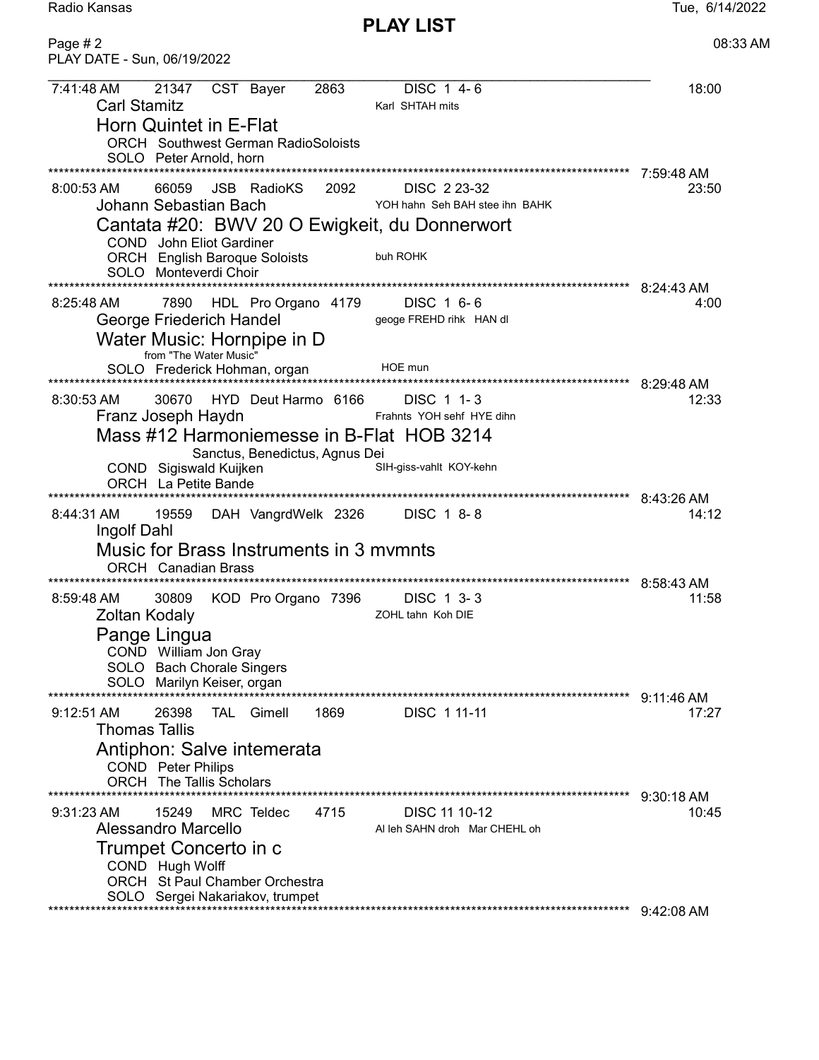## PLAY LIST

PLAY DATE - Sun, 06/19/2022

---

7:41:48 AM  21347  CST  Bayer  2863  DISC 1 4- 6  18:00

Carl Stamitz  Karl SHTAH mits

### Horn Quintet in E-Flat

ORCH Southwest German RadioSoloists
SOLO Peter Arnold, horn

7:59:48 AM

---

8:00:53 AM  66059  JSB  RadioKS  2092  DISC 2 23-32  23:50

Johann Sebastian Bach  YOH hahn Seh BAH stee ihn BAHK

### Cantata #20: BWV 20 O Ewigkeit, du Donnerwort

COND John Eliot Gardiner
ORCH English Baroque Soloists  buh ROHK
SOLO Monteverdi Choir

8:24:43 AM

---

8:25:48 AM  7890  HDL  Pro Organo  4179  DISC 1 6- 6  4:00

George Friederich Handel  geoge FREHD rihk HAN dl

### Water Music: Hornpipe in D

from "The Water Music"

SOLO Frederick Hohman, organ  HOE mun

8:29:48 AM

---

8:30:53 AM  30670  HYD  Deut Harmo  6166  DISC 1 1- 3  12:33

Franz Joseph Haydn  Frahnts YOH sehf HYE dihn

### Mass #12 Harmoniemesse in B-Flat HOB 3214

Sanctus, Benedictus, Agnus Dei

COND Sigiswald Kuijken  SIH-giss-vahlt KOY-kehn
ORCH La Petite Bande

8:43:26 AM

---

8:44:31 AM  19559  DAH  VangrdWelk  2326  DISC 1 8- 8  14:12

Ingolf Dahl

### Music for Brass Instruments in 3 mvmnts

ORCH Canadian Brass

8:58:43 AM

---

8:59:48 AM  30809  KOD  Pro Organo  7396  DISC 1 3- 3  11:58

Zoltan Kodaly  ZOHL tahn Koh DIE

### Pange Lingua

COND William Jon Gray
SOLO Bach Chorale Singers
SOLO Marilyn Keiser, organ

9:11:46 AM

---

9:12:51 AM  26398  TAL  Gimell  1869  DISC 1 11-11  17:27

Thomas Tallis

### Antiphon: Salve intemerata

COND Peter Philips
ORCH The Tallis Scholars

9:30:18 AM

---

9:31:23 AM  15249  MRC  Teldec  4715  DISC 11 10-12  10:45

Alessandro Marcello  Al leh SAHN droh Mar CHEHL oh

### Trumpet Concerto in c

COND Hugh Wolff
ORCH St Paul Chamber Orchestra
SOLO Sergei Nakariakov, trumpet

9:42:08 AM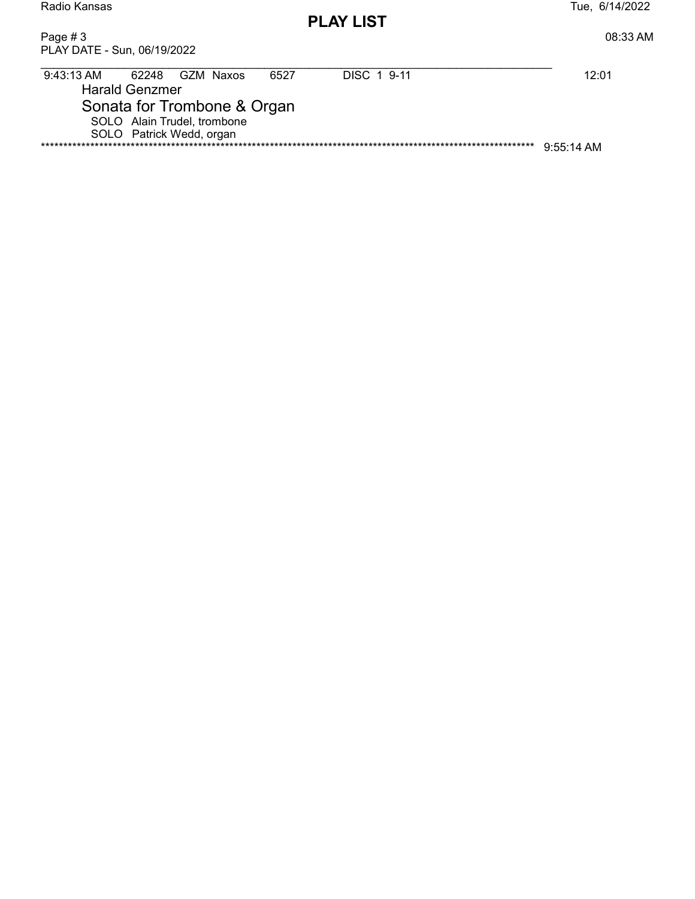PLAY DATE - Sun, 06/19/2022

| | | | | | |
|---|---|---|---|---|---|
| 9:43:13 AM | 62248 | GZM Naxos | 6527 | DISC 1 9-11 | 12:01 |

Harald Genzmer

## Sonata for Trombone & Organ

SOLO Alain Trudel, trombone
SOLO Patrick Wedd, organ

*************************************************************************************************************** 9:55:14 AM